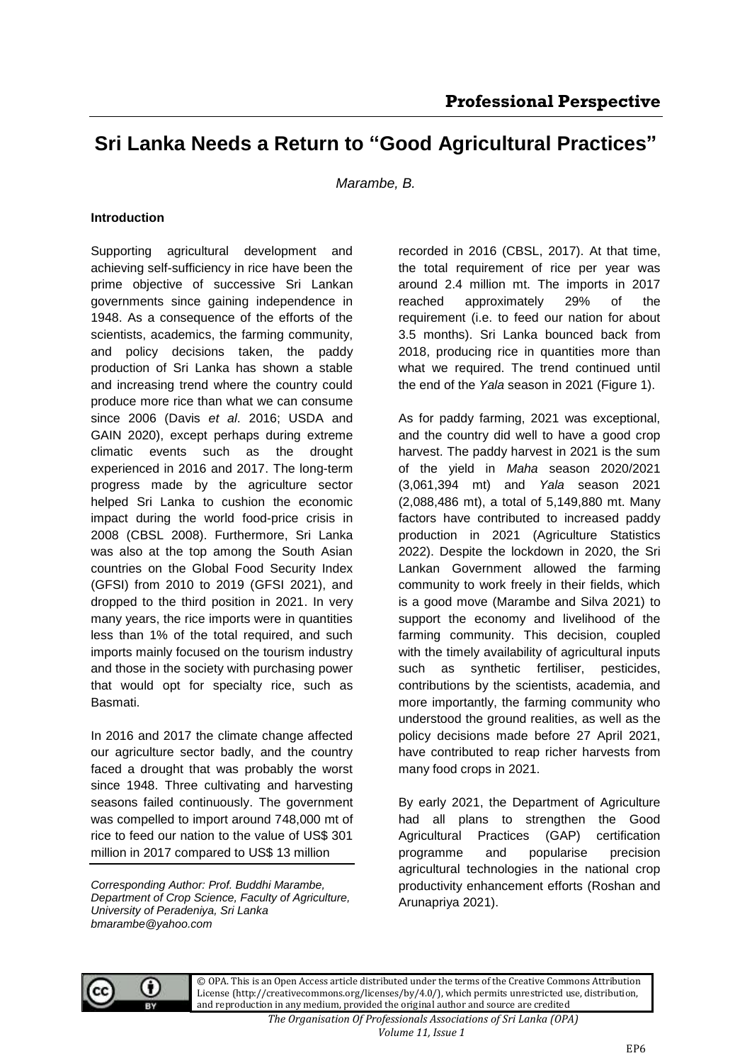# Sri Lanka Needs a Return to "Good Agricultural Practices"

*Marambe, B.*

### Introduction

Supporting agricultural development and achieving self-sufficiency in rice have been the prime objective of successive Sri Lankan governments since gaining independence in 1948. As a consequence of the efforts of the scientists, academics, the farming community, and policy decisions taken, the paddy production of Sri Lanka has shown a stable and increasing trend where the country could produce more rice than what we can consume since 2006 (Davis *et al*. 2016; USDA and GAIN 2020), except perhaps during extreme climatic events such as the drought experienced in 2016 and 2017. The long-term progress made by the agriculture sector helped Sri Lanka to cushion the economic impact during the world food-price crisis in 2008 (CBSL 2008). Furthermore, Sri Lanka was also at the top among the South Asian countries on the Global Food Security Index (GFSI) from 2010 to 2019 (GFSI 2021), and dropped to the third position in 2021. In very many years, the rice imports were in quantities less than 1% of the total required, and such imports mainly focused on the tourism industry and those in the society with purchasing power that would opt for specialty rice, such as Basmati.

In 2016 and 2017 the climate change affected our agriculture sector badly, and the country faced a drought that was probably the worst since 1948. Three cultivating and harvesting seasons failed continuously. The government was compelled to import around 748,000 mt of rice to feed our nation to the value of US$ 301 million in 2017 compared to US$ 13 million recorded in 2016 (CBSL, 2017). At that time, the total requirement of rice per year was around 2.4 million mt. The imports in 2017 reached approximately 29% of the requirement (i.e. to feed our nation for about 3.5 months). Sri Lanka bounced back from 2018, producing rice in quantities more than what we required. The trend continued until the end of the *Yala* season in 2021 (Figure 1).

As for paddy farming, 2021 was exceptional, and the country did well to have a good crop harvest. The paddy harvest in 2021 is the sum of the yield in *Maha* season 2020/2021 (3,061,394 mt) and *Yala* season 2021 (2,088,486 mt), a total of 5,149,880 mt. Many factors have contributed to increased paddy production in 2021 (Agriculture Statistics 2022). Despite the lockdown in 2020, the Sri Lankan Government allowed the farming community to work freely in their fields, which is a good move (Marambe and Silva 2021) to support the economy and livelihood of the farming community. This decision, coupled with the timely availability of agricultural inputs such as synthetic fertiliser, pesticides, contributions by the scientists, academia, and more importantly, the farming community who understood the ground realities, as well as the policy decisions made before 27 April 2021, have contributed to reap richer harvests from many food crops in 2021.

By early 2021, the Department of Agriculture had all plans to strengthen the Good Agricultural Practices (GAP) certification programme and popularise precision agricultural technologies in the national crop productivity enhancement efforts (Roshan and Arunapriya 2021).

*Corresponding Author: Prof. Buddhi Marambe, Department of Crop Science, Faculty of Agriculture, University of Peradeniya, Sri Lanka bmarambe@yahoo.com*

© OPA. This is an Open Access article distributed under the terms of the Creative Commons Attribution License (http://creativecommons.org/licenses/by/4.0/), which permits unrestricted use, distribution, and reproduction in any medium, provided the original author and source are credited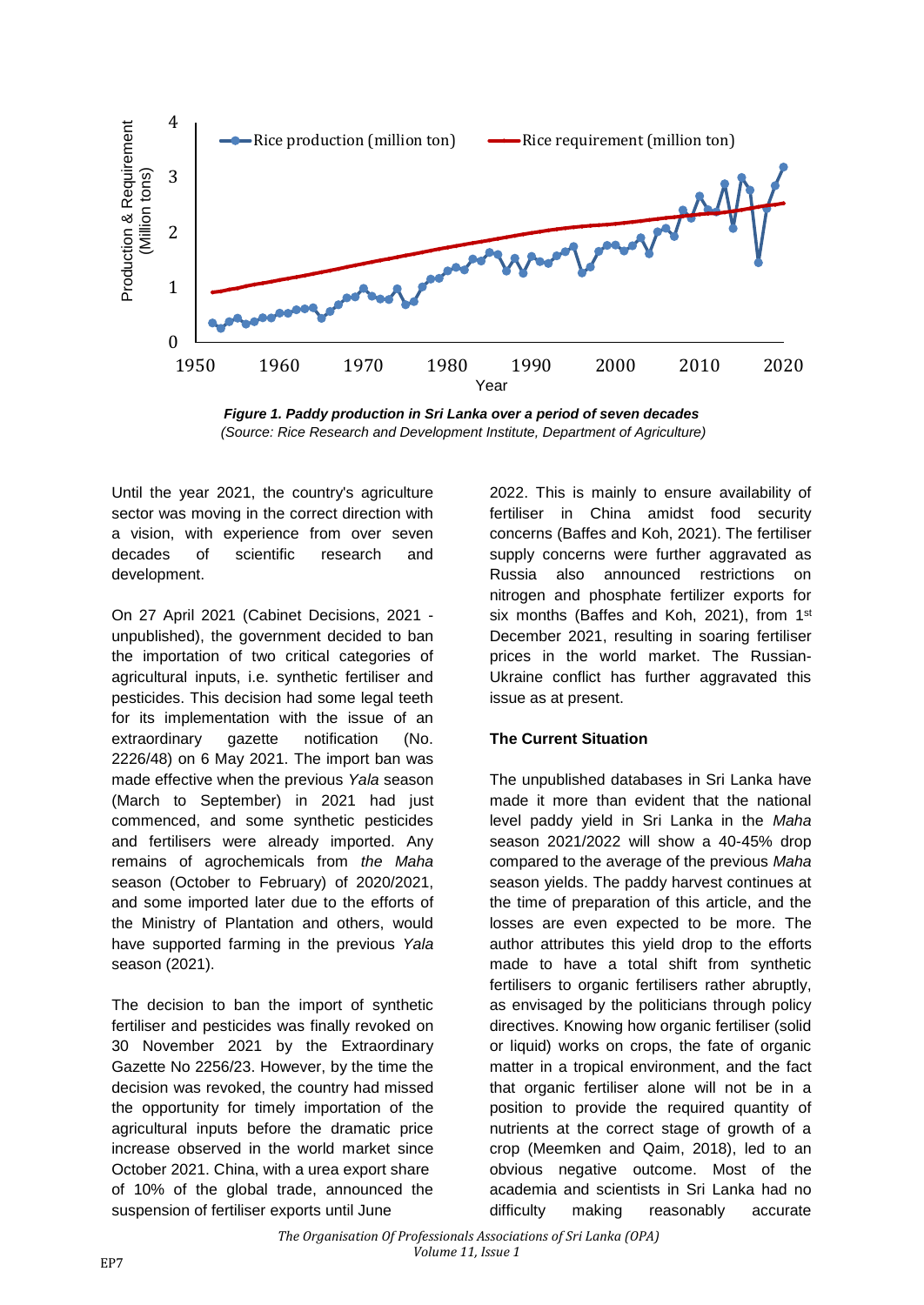*Figure 1. Paddy production in Sri Lanka over a period of seven decades*
*(Source: Rice Research and Development Institute, Department of Agriculture)*

Until the year 2021, the country's agriculture sector was moving in the correct direction with a vision, with experience from over seven decades of scientific research and development.

On 27 April 2021 (Cabinet Decisions, 2021 - unpublished), the government decided to ban the importation of two critical categories of agricultural inputs, i.e. synthetic fertiliser and pesticides. This decision had some legal teeth for its implementation with the issue of an extraordinary gazette notification (No. 2226/48) on 6 May 2021. The import ban was made effective when the previous *Yala* season (March to September) in 2021 had just commenced, and some synthetic pesticides and fertilisers were already imported. Any remains of agrochemicals from *the Maha* season (October to February) of 2020/2021, and some imported later due to the efforts of the Ministry of Plantation and others, would have supported farming in the previous *Yala* season (2021).

The decision to ban the import of synthetic fertiliser and pesticides was finally revoked on 30 November 2021 by the Extraordinary Gazette No 2256/23. However, by the time the decision was revoked, the country had missed the opportunity for timely importation of the agricultural inputs before the dramatic price increase observed in the world market since October 2021. China, with a urea export share of 10% of the global trade, announced the suspension of fertiliser exports until June 2022. This is mainly to ensure availability of fertiliser in China amidst food security concerns (Baffes and Koh, 2021). The fertiliser supply concerns were further aggravated as Russia also announced restrictions on nitrogen and phosphate fertilizer exports for six months (Baffes and Koh, 2021), from 1st December 2021, resulting in soaring fertiliser prices in the world market. The Russian-Ukraine conflict has further aggravated this issue as at present.

**The Current Situation**

The unpublished databases in Sri Lanka have made it more than evident that the national level paddy yield in Sri Lanka in the *Maha* season 2021/2022 will show a 40-45% drop compared to the average of the previous *Maha* season yields. The paddy harvest continues at the time of preparation of this article, and the losses are even expected to be more. The author attributes this yield drop to the efforts made to have a total shift from synthetic fertilisers to organic fertilisers rather abruptly, as envisaged by the politicians through policy directives. Knowing how organic fertiliser (solid or liquid) works on crops, the fate of organic matter in a tropical environment, and the fact that organic fertiliser alone will not be in a position to provide the required quantity of nutrients at the correct stage of growth of a crop (Meemken and Qaim, 2018), led to an obvious negative outcome. Most of the academia and scientists in Sri Lanka had no difficulty making reasonably accurate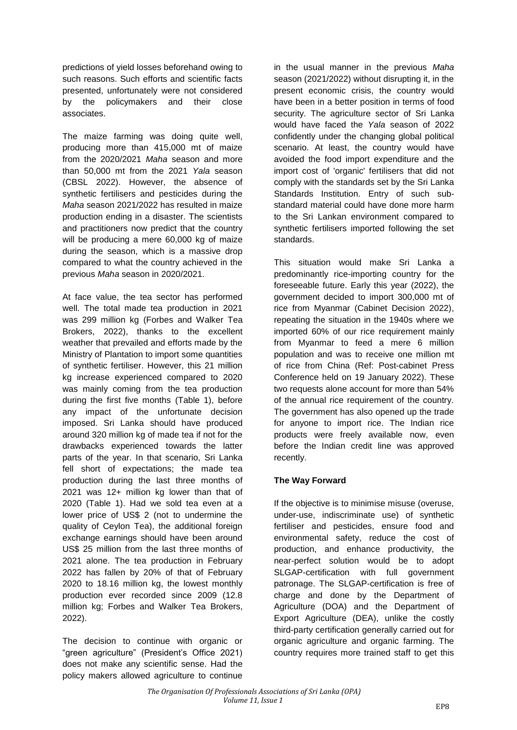predictions of yield losses beforehand owing to such reasons. Such efforts and scientific facts presented, unfortunately were not considered by the policymakers and their close associates.

The maize farming was doing quite well, producing more than 415,000 mt of maize from the 2020/2021 *Maha* season and more than 50,000 mt from the 2021 *Yala* season (CBSL 2022). However, the absence of synthetic fertilisers and pesticides during the *Maha* season 2021/2022 has resulted in maize production ending in a disaster. The scientists and practitioners now predict that the country will be producing a mere 60,000 kg of maize during the season, which is a massive drop compared to what the country achieved in the previous *Maha* season in 2020/2021.

At face value, the tea sector has performed well. The total made tea production in 2021 was 299 million kg (Forbes and Walker Tea Brokers, 2022), thanks to the excellent weather that prevailed and efforts made by the Ministry of Plantation to import some quantities of synthetic fertiliser. However, this 21 million kg increase experienced compared to 2020 was mainly coming from the tea production during the first five months (Table 1), before any impact of the unfortunate decision imposed. Sri Lanka should have produced around 320 million kg of made tea if not for the drawbacks experienced towards the latter parts of the year. In that scenario, Sri Lanka fell short of expectations; the made tea production during the last three months of 2021 was 12+ million kg lower than that of 2020 (Table 1). Had we sold tea even at a lower price of US$ 2 (not to undermine the quality of Ceylon Tea), the additional foreign exchange earnings should have been around US$ 25 million from the last three months of 2021 alone. The tea production in February 2022 has fallen by 20% of that of February 2020 to 18.16 million kg, the lowest monthly production ever recorded since 2009 (12.8 million kg; Forbes and Walker Tea Brokers, 2022).

The decision to continue with organic or "green agriculture" (President's Office 2021) does not make any scientific sense. Had the policy makers allowed agriculture to continue in the usual manner in the previous *Maha* season (2021/2022) without disrupting it, in the present economic crisis, the country would have been in a better position in terms of food security. The agriculture sector of Sri Lanka would have faced the *Yala* season of 2022 confidently under the changing global political scenario. At least, the country would have avoided the food import expenditure and the import cost of 'organic' fertilisers that did not comply with the standards set by the Sri Lanka Standards Institution. Entry of such sub-standard material could have done more harm to the Sri Lankan environment compared to synthetic fertilisers imported following the set standards.

This situation would make Sri Lanka a predominantly rice-importing country for the foreseeable future. Early this year (2022), the government decided to import 300,000 mt of rice from Myanmar (Cabinet Decision 2022), repeating the situation in the 1940s where we imported 60% of our rice requirement mainly from Myanmar to feed a mere 6 million population and was to receive one million mt of rice from China (Ref: Post-cabinet Press Conference held on 19 January 2022). These two requests alone account for more than 54% of the annual rice requirement of the country. The government has also opened up the trade for anyone to import rice. The Indian rice products were freely available now, even before the Indian credit line was approved recently.

## The Way Forward

If the objective is to minimise misuse (overuse, under-use, indiscriminate use) of synthetic fertiliser and pesticides, ensure food and environmental safety, reduce the cost of production, and enhance productivity, the near-perfect solution would be to adopt SLGAP-certification with full government patronage. The SLGAP-certification is free of charge and done by the Department of Agriculture (DOA) and the Department of Export Agriculture (DEA), unlike the costly third-party certification generally carried out for organic agriculture and organic farming. The country requires more trained staff to get this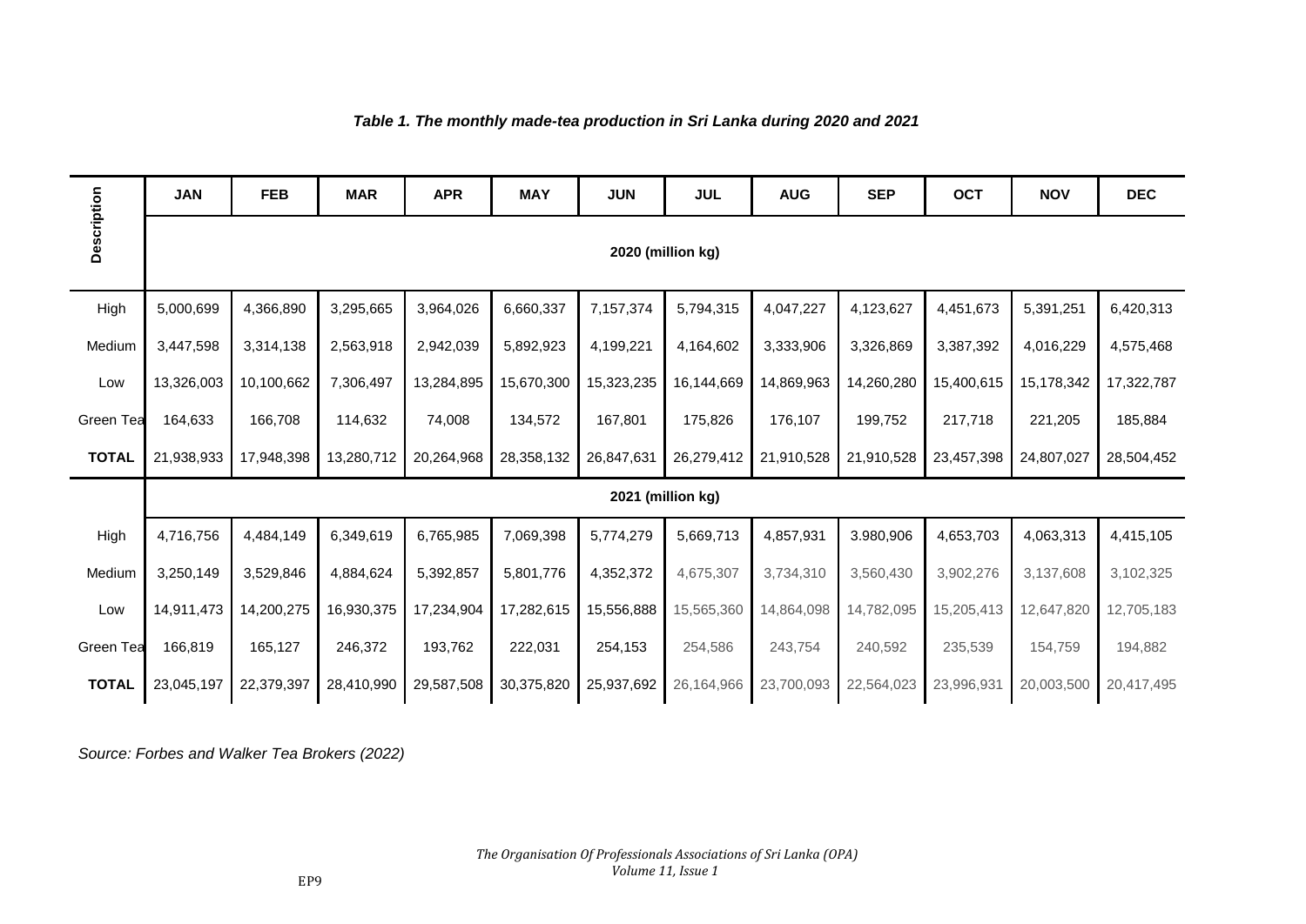*Table 1. The monthly made-tea production in Sri Lanka during 2020 and 2021*

| Description | JAN | FEB | MAR | APR | MAY | JUN | JUL | AUG | SEP | OCT | NOV | DEC |
|---|---|---|---|---|---|---|---|---|---|---|---|---|
| | 2020 (million kg) | | | | | | | | | | | |
| High | 5,000,699 | 4,366,890 | 3,295,665 | 3,964,026 | 6,660,337 | 7,157,374 | 5,794,315 | 4,047,227 | 4,123,627 | 4,451,673 | 5,391,251 | 6,420,313 |
| Medium | 3,447,598 | 3,314,138 | 2,563,918 | 2,942,039 | 5,892,923 | 4,199,221 | 4,164,602 | 3,333,906 | 3,326,869 | 3,387,392 | 4,016,229 | 4,575,468 |
| Low | 13,326,003 | 10,100,662 | 7,306,497 | 13,284,895 | 15,670,300 | 15,323,235 | 16,144,669 | 14,869,963 | 14,260,280 | 15,400,615 | 15,178,342 | 17,322,787 |
| Green Tea | 164,633 | 166,708 | 114,632 | 74,008 | 134,572 | 167,801 | 175,826 | 176,107 | 199,752 | 217,718 | 221,205 | 185,884 |
| **TOTAL** | 21,938,933 | 17,948,398 | 13,280,712 | 20,264,968 | 28,358,132 | 26,847,631 | 26,279,412 | 21,910,528 | 21,910,528 | 23,457,398 | 24,807,027 | 28,504,452 |
| | 2021 (million kg) | | | | | | | | | | | |
| High | 4,716,756 | 4,484,149 | 6,349,619 | 6,765,985 | 7,069,398 | 5,774,279 | 5,669,713 | 4,857,931 | 3.980,906 | 4,653,703 | 4,063,313 | 4,415,105 |
| Medium | 3,250,149 | 3,529,846 | 4,884,624 | 5,392,857 | 5,801,776 | 4,352,372 | 4,675,307 | 3,734,310 | 3,560,430 | 3,902,276 | 3,137,608 | 3,102,325 |
| Low | 14,911,473 | 14,200,275 | 16,930,375 | 17,234,904 | 17,282,615 | 15,556,888 | 15,565,360 | 14,864,098 | 14,782,095 | 15,205,413 | 12,647,820 | 12,705,183 |
| Green Tea | 166,819 | 165,127 | 246,372 | 193,762 | 222,031 | 254,153 | 254,586 | 243,754 | 240,592 | 235,539 | 154,759 | 194,882 |
| **TOTAL** | 23,045,197 | 22,379,397 | 28,410,990 | 29,587,508 | 30,375,820 | 25,937,692 | 26,164,966 | 23,700,093 | 22,564,023 | 23,996,931 | 20,003,500 | 20,417,495 |

*Source: Forbes and Walker Tea Brokers (2022)*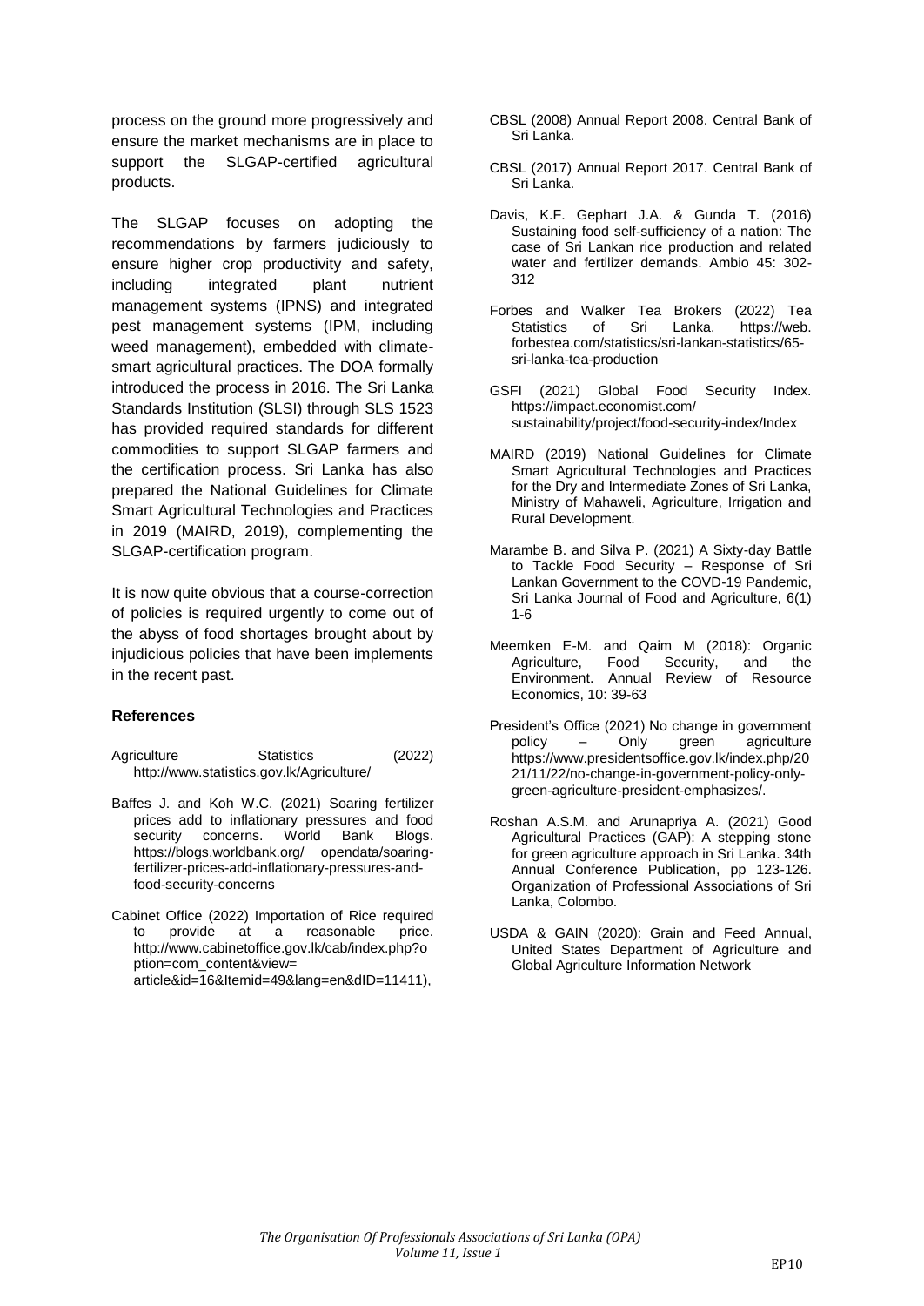process on the ground more progressively and ensure the market mechanisms are in place to support the SLGAP-certified agricultural products.

The SLGAP focuses on adopting the recommendations by farmers judiciously to ensure higher crop productivity and safety, including integrated plant nutrient management systems (IPNS) and integrated pest management systems (IPM, including weed management), embedded with climate-smart agricultural practices. The DOA formally introduced the process in 2016. The Sri Lanka Standards Institution (SLSI) through SLS 1523 has provided required standards for different commodities to support SLGAP farmers and the certification process. Sri Lanka has also prepared the National Guidelines for Climate Smart Agricultural Technologies and Practices in 2019 (MAIRD, 2019), complementing the SLGAP-certification program.

It is now quite obvious that a course-correction of policies is required urgently to come out of the abyss of food shortages brought about by injudicious policies that have been implements in the recent past.

## References

Agriculture Statistics (2022) http://www.statistics.gov.lk/Agriculture/

Baffes J. and Koh W.C. (2021) Soaring fertilizer prices add to inflationary pressures and food security concerns. World Bank Blogs. https://blogs.worldbank.org/ opendata/soaring-fertilizer-prices-add-inflationary-pressures-and-food-security-concerns

Cabinet Office (2022) Importation of Rice required to provide at a reasonable price. http://www.cabinetoffice.gov.lk/cab/index.php?option=com_content&view= article&id=16&Itemid=49&lang=en&dID=11411),

CBSL (2008) Annual Report 2008. Central Bank of Sri Lanka.

CBSL (2017) Annual Report 2017. Central Bank of Sri Lanka.

Davis, K.F. Gephart J.A. & Gunda T. (2016) Sustaining food self-sufficiency of a nation: The case of Sri Lankan rice production and related water and fertilizer demands. Ambio 45: 302-312

Forbes and Walker Tea Brokers (2022) Tea Statistics of Sri Lanka. https://web. forbestea.com/statistics/sri-lankan-statistics/65-sri-lanka-tea-production

GSFI (2021) Global Food Security Index. https://impact.economist.com/ sustainability/project/food-security-index/Index

MAIRD (2019) National Guidelines for Climate Smart Agricultural Technologies and Practices for the Dry and Intermediate Zones of Sri Lanka, Ministry of Mahaweli, Agriculture, Irrigation and Rural Development.

Marambe B. and Silva P. (2021) A Sixty-day Battle to Tackle Food Security – Response of Sri Lankan Government to the COVID-19 Pandemic, Sri Lanka Journal of Food and Agriculture, 6(1) 1-6

Meemken E-M. and Qaim M (2018): Organic Agriculture, Food Security, and the Environment. Annual Review of Resource Economics, 10: 39-63

President's Office (2021) No change in government policy – Only green agriculture https://www.presidentsoffice.gov.lk/index.php/2021/11/22/no-change-in-government-policy-only-green-agriculture-president-emphasizes/.

Roshan A.S.M. and Arunapriya A. (2021) Good Agricultural Practices (GAP): A stepping stone for green agriculture approach in Sri Lanka. 34th Annual Conference Publication, pp 123-126. Organization of Professional Associations of Sri Lanka, Colombo.

USDA & GAIN (2020): Grain and Feed Annual, United States Department of Agriculture and Global Agriculture Information Network